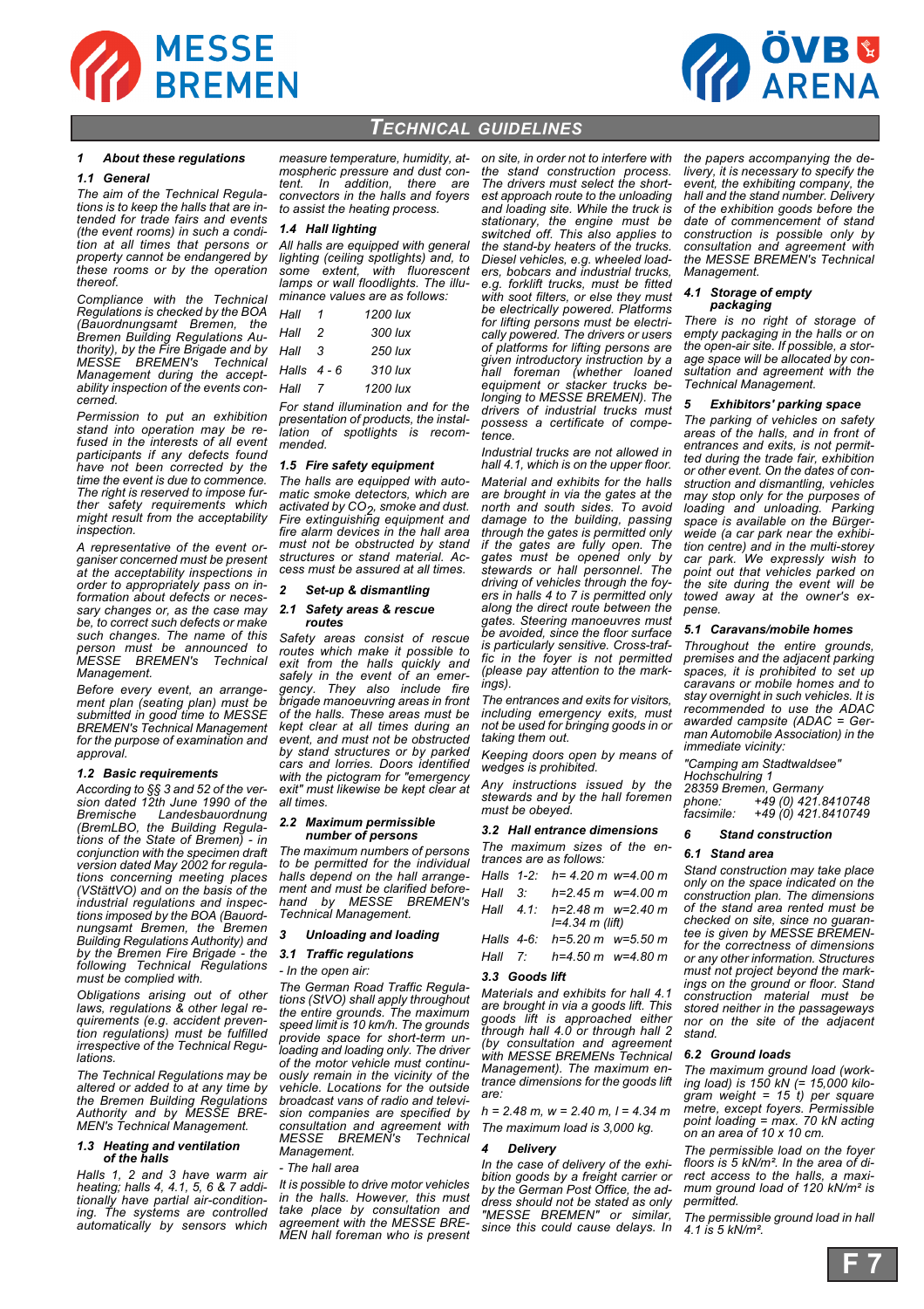# Technical Guidelines

## 1 About these regulations

### 1.1 General

*The aim of the Technical Regulations is to keep the halls that are intended for trade fairs and events (the event rooms) in such a condition at all times that persons or property cannot be endangered by these rooms or by the operation thereof.*

*Compliance with the Technical Regulations is checked by the BOA (Bauordnungsamt Bremen, the Bremen Building Regulations Authority), by the Fire Brigade and by MESSE BREMEN's Technical Management during the acceptability inspection of the events concerned.*

*Permission to put an exhibition stand into operation may be refused in the interests of all event participants if any defects found have not been corrected by the time the event is due to commence. The right is reserved to impose further safety requirements which might result from the acceptability inspection.*

*A representative of the event organiser concerned must be present at the acceptability inspections in order to appropriately pass on information about defects or necessary changes or, as the case may be, to correct such defects or make such changes. The name of this person must be announced to MESSE BREMEN's Technical Management.*

*Before every event, an arrangement plan (seating plan) must be submitted in good time to MESSE BREMEN's Technical Management for the purpose of examination and approval.*

### 1.2 Basic requirements

*According to §§ 3 and 52 of the version dated 12th June 1990 of the Bremische Landesbauordnung (BremLBO, the Building Regulations of the State of Bremen) - in conjunction with the specimen draft version dated May 2002 for regulations concerning meeting places (VStättVO) and on the basis of the industrial regulations and inspections imposed by the BOA (Bauordnungsamt Bremen, the Bremen Building Regulations Authority) and by the Bremen Fire Brigade - the following Technical Regulations must be complied with.*

*Obligations arising out of other laws, regulations & other legal requirements (e.g. accident prevention regulations) must be fulfilled irrespective of the Technical Regulations.*

*The Technical Regulations may be altered or added to at any time by the Bremen Building Regulations Authority and by MESSE BREMEN's Technical Management.*

### 1.3 Heating and ventilation of the halls

*Halls 1, 2 and 3 have warm air heating; halls 4, 4.1, 5, 6 & 7 additionally have partial air-conditioning. The systems are controlled automatically by sensors which measure temperature, humidity, atmospheric pressure and dust content. In addition, there are convectors in the halls and foyers to assist the heating process.*

### 1.4 Hall lighting

*All halls are equipped with general lighting (ceiling spotlights) and, to some extent, with fluorescent lamps or wall floodlights. The illuminance values are as follows:*

| | |
|---|---|
| *Hall 1* | *1200 lux* |
| *Hall 2* | *300 lux* |
| *Hall 3* | *250 lux* |
| *Halls 4 - 6* | *310 lux* |
| *Hall 7* | *1200 lux* |

*For stand illumination and for the presentation of products, the installation of spotlights is recommended.*

### 1.5 Fire safety equipment

*The halls are equipped with automatic smoke detectors, which are activated by $CO_2$, smoke and dust. Fire extinguishing equipment and fire alarm devices in the hall area must not be obstructed by stand structures or stand material. Access must be assured at all times.*

## 2 Set-up & dismantling

### 2.1 Safety areas & rescue routes

*Safety areas consist of rescue routes which make it possible to exit from the halls quickly and safely in the event of an emergency. They also include fire brigade manoeuvring areas in front of the halls. These areas must be kept clear at all times during an event, and must not be obstructed by stand structures or by parked cars and lorries. Doors identified with the pictogram for "emergency exit" must likewise be kept clear at all times.*

### 2.2 Maximum permissible number of persons

*The maximum numbers of persons to be permitted for the individual halls depend on the hall arrangement and must be clarified beforehand by MESSE BREMEN's Technical Management.*

## 3 Unloading and loading

### 3.1 Traffic regulations

*- In the open air:*

*The German Road Traffic Regulations (StVO) shall apply throughout the entire grounds. The maximum speed limit is 10 km/h. The grounds provide space for short-term unloading and loading only. The driver of the motor vehicle must continuously remain in the vicinity of the vehicle. Locations for the outside broadcast vans of radio and television companies are specified by consultation and agreement with MESSE BREMEN's Technical Management.*

*- The hall area*

*It is possible to drive motor vehicles in the halls. However, this must take place by consultation and agreement with the MESSE BREMEN hall foreman who is present on site, in order not to interfere with the stand construction process. The drivers must select the shortest approach route to the unloading and loading site. While the truck is stationary, the engine must be switched off. This also applies to the stand-by heaters of the trucks. Diesel vehicles, e.g. wheeled loaders, bobcars and industrial trucks, e.g. forklift trucks, must be fitted with soot filters, or else they must be electrically powered. Platforms for lifting persons must be electrically powered. The drivers or users of platforms for lifting persons are given introductory instruction by a hall foreman (whether loaned equipment or stacker trucks belonging to MESSE BREMEN). The drivers of industrial trucks must possess a certificate of competence.*

*Industrial trucks are not allowed in hall 4.1, which is on the upper floor.*

*Material and exhibits for the halls are brought in via the gates at the north and south sides. To avoid damage to the building, passing through the gates is permitted only if the gates are fully open. The gates must be opened only by stewards or hall personnel. The driving of vehicles through the foyers in halls 4 to 7 is permitted only along the direct route between the gates. Steering manoeuvres must be avoided, since the floor surface is particularly sensitive. Cross-traffic in the foyer is not permitted (please pay attention to the markings).*

*The entrances and exits for visitors, including emergency exits, must not be used for bringing goods in or taking them out.*

*Keeping doors open by means of wedges is prohibited.*

*Any instructions issued by the stewards and by the hall foremen must be obeyed.*

### 3.2 Hall entrance dimensions

*The maximum sizes of the entrances are as follows:*

| | | |
|---|---|---|
| *Halls 1-2:* | *h= 4.20 m* | *w=4.00 m* |
| *Hall 3:* | *h=2.45 m* | *w=4.00 m* |
| *Hall 4.1:* | *h=2.48 m* | *w=2.40 m l=4.34 m (lift)* |
| *Halls 4-6:* | *h=5.20 m* | *w=5.50 m* |
| *Hall 7:* | *h=4.50 m* | *w=4.80 m* |

### 3.3 Goods lift

*Materials and exhibits for hall 4.1 are brought in via a goods lift. This goods lift is approached either through hall 4.0 or through hall 2 (by consultation and agreement with MESSE BREMENs Technical Management). The maximum entrance dimensions for the goods lift are:*

*h = 2.48 m, w = 2.40 m, l = 4.34 m*

*The maximum load is 3,000 kg.*

## 4 Delivery

*In the case of delivery of the exhibition goods by a freight carrier or by the German Post Office, the address should not be stated as only "MESSE BREMEN" or similar, since this could cause delays. In the papers accompanying the delivery, it is necessary to specify the event, the exhibiting company, the hall and the stand number. Delivery of the exhibition goods before the date of commencement of stand construction is possible only by consultation and agreement with the MESSE BREMEN's Technical Management.*

### 4.1 Storage of empty packaging

*There is no right of storage of empty packaging in the halls or on the open-air site. If possible, a storage space will be allocated by consultation and agreement with the Technical Management.*

## 5 Exhibitors' parking space

*The parking of vehicles on safety areas of the halls, and in front of entrances and exits, is not permitted during the trade fair, exhibition or other event. On the dates of construction and dismantling, vehicles may stop only for the purposes of loading and unloading. Parking space is available on the Bürgerweide (a car park near the exhibition centre) and in the multi-storey car park. We expressly wish to point out that vehicles parked on the site during the event will be towed away at the owner's expense.*

### 5.1 Caravans/mobile homes

*Throughout the entire grounds, premises and the adjacent parking spaces, it is prohibited to set up caravans or mobile homes and to stay overnight in such vehicles. It is recommended to use the ADAC awarded campsite (ADAC = German Automobile Association) in the immediate vicinity:*

*"Camping am Stadtwaldsee"*
*Hochschulring 1*
*28359 Bremen, Germany*
*phone: +49 (0) 421.8410748*
*facsimile: +49 (0) 421.8410749*

## 6 Stand construction

### 6.1 Stand area

*Stand construction may take place only on the space indicated on the construction plan. The dimensions of the stand area rented must be checked on site, since no guarantee is given by MESSE BREMEN for the correctness of dimensions or any other information. Structures must not project beyond the markings on the ground or floor. Stand construction material must be stored neither in the passageways nor on the site of the adjacent stand.*

### 6.2 Ground loads

*The maximum ground load (working load) is 150 kN (= 15,000 kilogram weight = 15 t) per square metre, except foyers. Permissible point loading = max. 70 kN acting on an area of 10 x 10 cm.*

*The permissible load on the foyer floors is 5 kN/m². In the area of direct access to the halls, a maximum ground load of 120 kN/m² is permitted.*

*The permissible ground load in hall 4.1 is 5 kN/m².*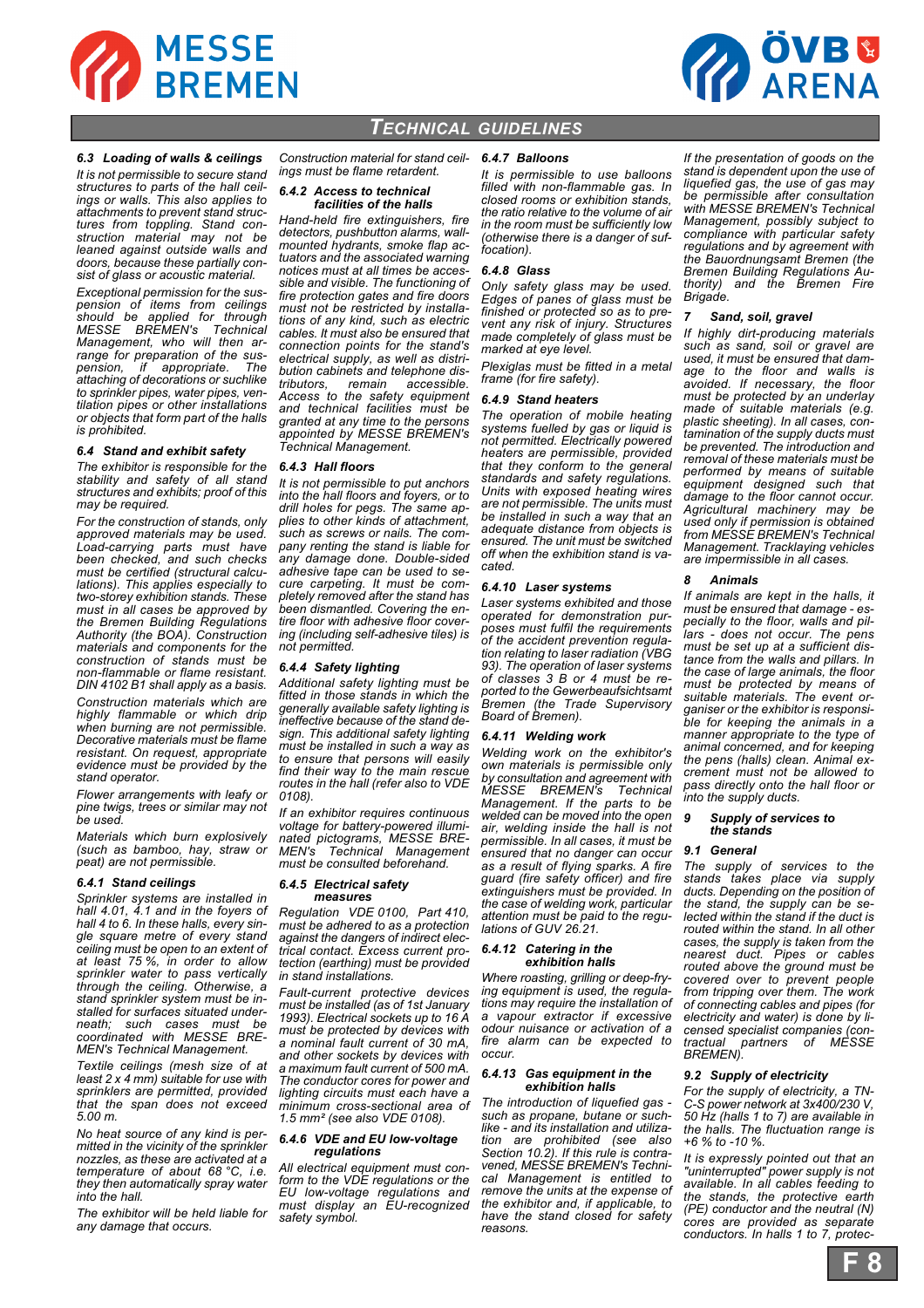## Technical Guidelines

### 6.3 Loading of walls & ceilings

*It is not permissible to secure stand structures to parts of the hall ceilings or walls. This also applies to attachments to prevent stand structures from toppling. Stand construction material may not be leaned against outside walls and doors, because these partially consist of glass or acoustic material.*

*Exceptional permission for the suspension of items from ceilings should be applied for through MESSE BREMEN's Technical Management, who will then arrange for preparation of the suspension, if appropriate. The attaching of decorations or suchlike to sprinkler pipes, water pipes, ventilation pipes or other installations or objects that form part of the halls is prohibited.*

### 6.4 Stand and exhibit safety

*The exhibitor is responsible for the stability and safety of all stand structures and exhibits; proof of this may be required.*

*For the construction of stands, only approved materials may be used. Load-carrying parts must have been checked, and such checks must be certified (structural calculations). This applies especially to two-storey exhibition stands. These must in all cases be approved by the Bremen Building Regulations Authority (the BOA). Construction materials and components for the construction of stands must be non-flammable or flame resistant. DIN 4102 B1 shall apply as a basis.*

*Construction materials which are highly flammable or which drip when burning are not permissible. Decorative materials must be flame resistant. On request, appropriate evidence must be provided by the stand operator.*

*Flower arrangements with leafy or pine twigs, trees or similar may not be used.*

*Materials which burn explosively (such as bamboo, hay, straw or peat) are not permissible.*

#### 6.4.1 Stand ceilings

*Sprinkler systems are installed in hall 4.01, 4.1 and in the foyers of hall 4 to 6. In these halls, every single square metre of every stand ceiling must be open to an extent of at least 75 %, in order to allow sprinkler water to pass vertically through the ceiling. Otherwise, a stand sprinkler system must be installed for surfaces situated underneath; such cases must be coordinated with MESSE BREMEN's Technical Management.*

*Textile ceilings (mesh size of at least 2 x 4 mm) suitable for use with sprinklers are permitted, provided that the span does not exceed 5.00 m.*

*No heat source of any kind is permitted in the vicinity of the sprinkler nozzles, as these are activated at a temperature of about 68 °C, i.e. they then automatically spray water into the hall.*

*The exhibitor will be held liable for any damage that occurs.*

*Construction material for stand ceilings must be flame retardant.*

#### 6.4.2 Access to technical facilities of the halls

*Hand-held fire extinguishers, fire detectors, pushbutton alarms, wall-mounted hydrants, smoke flap actuators and the associated warning notices must at all times be accessible and visible. The functioning of fire protection gates and fire doors must not be restricted by installations of any kind, such as electric cables. It must also be ensured that connection points for the stand's electrical supply, as well as distribution cabinets and telephone distributors, remain accessible. Access to the safety equipment and technical facilities must be granted at any time to the persons appointed by MESSE BREMEN's Technical Management.*

#### 6.4.3 Hall floors

*It is not permissible to put anchors into the hall floors and foyers, or to drill holes for pegs. The same applies to other kinds of attachment, such as screws or nails. The company renting the stand is liable for any damage done. Double-sided adhesive tape can be used to secure carpeting. It must be completely removed after the stand has been dismantled. Covering the entire floor with adhesive floor covering (including self-adhesive tiles) is not permitted.*

#### 6.4.4 Safety lighting

*Additional safety lighting must be fitted in those stands in which the generally available safety lighting is ineffective because of the stand design. This additional safety lighting must be installed in such a way as to ensure that persons will easily find their way to the main rescue routes in the hall (refer also to VDE 0108).*

*If an exhibitor requires continuous voltage for battery-powered illuminated pictograms, MESSE BREMEN's Technical Management must be consulted beforehand.*

#### 6.4.5 Electrical safety measures

*Regulation VDE 0100, Part 410, must be adhered to as a protection against the dangers of indirect electrical contact. Excess current protection (earthing) must be provided in stand installations.*

*Fault-current protective devices must be installed (as of 1st January 1993). Electrical sockets up to 16 A must be protected by devices with a nominal fault current of 30 mA, and other sockets by devices with a maximum fault current of 500 mA. The conductor cores for power and lighting circuits must each have a minimum cross-sectional area of 1.5 mm² (see also VDE 0108).*

#### 6.4.6 VDE and EU low-voltage regulations

*All electrical equipment must conform to the VDE regulations or the EU low-voltage regulations and must display an EU-recognized safety symbol.*

#### 6.4.7 Balloons

*It is permissible to use balloons filled with non-flammable gas. In closed rooms or exhibition stands, the ratio relative to the volume of air in the room must be sufficiently low (otherwise there is a danger of suffocation).*

#### 6.4.8 Glass

*Only safety glass may be used. Edges of panes of glass must be finished or protected so as to prevent any risk of injury. Structures made completely of glass must be marked at eye level.*

*Plexiglas must be fitted in a metal frame (for fire safety).*

#### 6.4.9 Stand heaters

*The operation of mobile heating systems fuelled by gas or liquid is not permitted. Electrically powered heaters are permissible, provided that they conform to the general standards and safety regulations. Units with exposed heating wires are not permissible. The units must be installed in such a way that an adequate distance from objects is ensured. The unit must be switched off when the exhibition stand is vacated.*

#### 6.4.10 Laser systems

*Laser systems exhibited and those operated for demonstration purposes must fulfil the requirements of the accident prevention regulation relating to laser radiation (VBG 93). The operation of laser systems of classes 3 B or 4 must be reported to the Gewerbeaufsichtsamt Bremen (the Trade Supervisory Board of Bremen).*

#### 6.4.11 Welding work

*Welding work on the exhibitor's own materials is permissible only by consultation and agreement with MESSE BREMEN's Technical Management. If the parts to be welded can be moved into the open air, welding inside the hall is not permissible. In all cases, it must be ensured that no danger can occur as a result of flying sparks. A fire guard (fire safety officer) and fire extinguishers must be provided. In the case of welding work, particular attention must be paid to the regulations of GUV 26.21.*

#### 6.4.12 Catering in the exhibition halls

*Where roasting, grilling or deep-frying equipment is used, the regulations may require the installation of a vapour extractor if excessive odour nuisance or activation of a fire alarm can be expected to occur.*

#### 6.4.13 Gas equipment in the exhibition halls

*The introduction of liquefied gas - such as propane, butane or suchlike - and its installation and utilization are prohibited (see also Section 10.2). If this rule is contravened, MESSE BREMEN's Technical Management is entitled to remove the units at the expense of the exhibitor and, if applicable, to have the stand closed for safety reasons.*

*If the presentation of goods on the stand is dependent upon the use of liquefied gas, the use of gas may be permissible after consultation with MESSE BREMEN's Technical Management, possibly subject to compliance with particular safety regulations and by agreement with the Bauordnungsamt Bremen (the Bremen Building Regulations Authority) and the Bremen Fire Brigade.*

### 7 Sand, soil, gravel

*If highly dirt-producing materials such as sand, soil or gravel are used, it must be ensured that damage to the floor and walls is avoided. If necessary, the floor must be protected by an underlay made of suitable materials (e.g. plastic sheeting). In all cases, contamination of the supply ducts must be prevented. The introduction and removal of these materials must be performed by means of suitable equipment designed such that damage to the floor cannot occur. Agricultural machinery may be used only if permission is obtained from MESSE BREMEN's Technical Management. Tracklaying vehicles are impermissible in all cases.*

### 8 Animals

*If animals are kept in the halls, it must be ensured that damage - especially to the floor, walls and pillars - does not occur. The pens must be set up at a sufficient distance from the walls and pillars. In the case of large animals, the floor must be protected by means of suitable materials. The event organiser or the exhibitor is responsible for keeping the animals in a manner appropriate to the type of animal concerned, and for keeping the pens (hall floors) clean. Animal excrement must not be allowed to pass directly onto the hall floor or into the supply ducts.*

### 9 Supply of services to the stands

### 9.1 General

*The supply of services to the stands takes place via supply ducts. Depending on the position of the stand, the supply can be selected within the stand if the duct is routed within the stand. In all other cases, the supply is taken from the nearest duct. Pipes or cables routed above the ground must be covered over to prevent people from tripping over them. The work of connecting cables and pipes (for electricity and water) is done by licensed specialist companies (contractual partners of MESSE BREMEN).*

### 9.2 Supply of electricity

*For the supply of electricity, a TN-C-S power network at 3x400/230 V, 50 Hz (halls 1 to 7) are available in the halls. The fluctuation range is +6 % to -10 %.*

*It is expressly pointed out that an "uninterrupted" power supply is not available. In all cables feeding to the stands, the protective earth (PE) conductor and the neutral (N) cores are provided as separate conductors. In halls 1 to 7, protec-*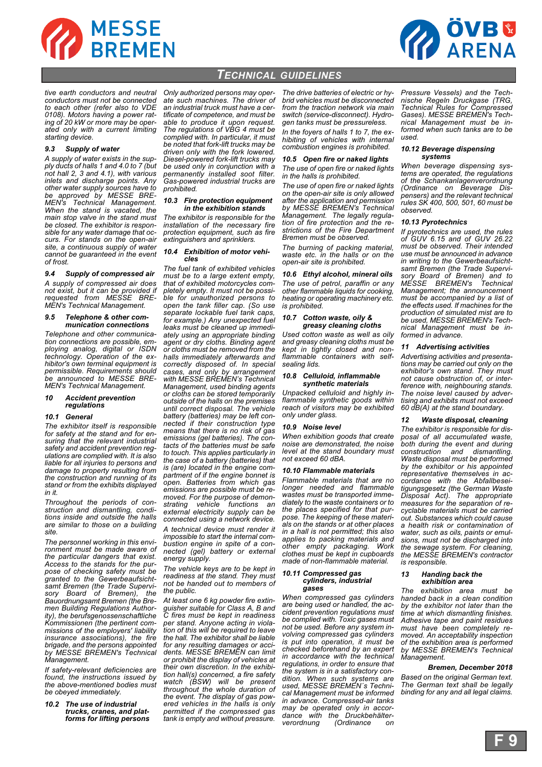*tive earth conductors and neutral conductors must not be connected to each other (refer also to VDE 0108). Motors having a power rating of 20 kW or more may be operated only with a current limiting starting device.*

### *9.3 Supply of water*

*A supply of water exists in the supply ducts of halls 1 and 4.0 to 7 (but not hall 2, 3 and 4.1), with various inlets and discharge points. Any other water supply sources have to be approved by MESSE BREMEN's Technical Management. When the stand is vacated, the main stop valve in the stand must be closed. The exhibitor is responsible for any water damage that occurs. For stands on the open-air site, a continuous supply of water cannot be guaranteed in the event of frost.*

### *9.4 Supply of compressed air*

*A supply of compressed air does not exist, but it can be provided if requested from MESSE BREMEN's Technical Management.*

### *9.5 Telephone & other communication connections*

*Telephone and other communication connections are possible, employing analog, digital or ISDN technology. Operation of the exhibitor's own terminal equipment is permissible. Requirements should be announced to MESSE BREMEN's Technical Management.*

## *10 Accident prevention regulations*

### *10.1 General*

*The exhibitor itself is responsible for safety at the stand and for ensuring that the relevant industrial safety and accident prevention regulations are complied with. It is also liable for all injuries to persons and damage to property resulting from the construction and running of its stand or from the exhibits displayed in it.*

*Throughout the periods of construction and dismantling, conditions inside and outside the halls are similar to those on a building site.*

*The personnel working in this environment must be made aware of the particular dangers that exist. Access to the stands for the purpose of checking safety must be granted to the Gewerbeaufsichtsamt Bremen (the Trade Supervisory Board of Bremen), the Bauordnungsamt Bremen (the Bremen Building Regulations Authority), the berufsgenossenschaftliche Kommissionen (the pertinent commissions of the employers' liability insurance associations), the fire brigade, and the persons appointed by MESSE BREMEN's Technical Management.*

*If safety-relevant deficiencies are found, the instructions issued by the above-mentioned bodies must be obeyed immediately.*

### *10.2 The use of industrial trucks, cranes, and platforms for lifting persons*

*Only authorized persons may operate such machines. The driver of an industrial truck must have a certificate of competence, and must be able to produce it upon request. The regulations of VBG 4 must be complied with. In particular, it must be noted that fork-lift trucks may be driven only with the fork lowered. Diesel-powered fork-lift trucks may be used only in conjunction with a permanently installed soot filter. Gas-powered industrial trucks are prohibited.*

### *10.3 Fire protection equipment in the exhibition stands*

*The exhibitor is responsible for the installation of the necessary fire protection equipment, such as fire extinguishers and sprinklers.*

### *10.4 Exhibition of motor vehicles*

*The fuel tank of exhibited vehicles must be to a large extent empty, that of exhibited motorcycles completely empty. It must not be possible for unauthorized persons to open the tank filler cap. (So use separate lockable fuel tank caps, for example.) Any unexpected fuel leaks must be cleaned up immediately using an appropriate binding agent or dry cloths. Binding agent or cloths must be removed from the halls immediately afterwards and correctly disposed of. In special cases, and only by arrangement with MESSE BREMEN's Technical Management, used binding agents or cloths can be stored temporarily outside of the halls on the premises until correct disposal. The vehicle battery (batteries) may be left connected if their construction type means that there is no risk of gas emissions (gel batteries). The contacts of the batteries must be safe to touch. This applies particularly in the case of a battery (batteries) that is (are) located in the engine compartment of if the engine bonnet is open. Batteries from which gas emissions are possible must be removed. For the purpose of demonstrating vehicle functions an external electricity supply can be connected using a network device.*

*A technical device must render it impossible to start the internal combustion engine in spite of a connected (gel) battery or external energy supply.*

*The vehicle keys are to be kept in readiness at the stand. They must not be handed out to members of the public.*

*At least one 6 kg powder fire extinguisher suitable for Class A, B and C fires must be kept in readiness per stand. Anyone acting in violation of this will be required to leave the hall. The exhibitor shall be liable for any resulting damages or accidents. MESSE BREMEN can limit or prohibit the display of vehicles at their own discretion. In the exhibition hall(s) concerned, a fire safety watch (BSW) will be present throughout the whole duration of the event. The display of gas powered vehicles in the halls is only permitted if the compressed gas tank is empty and without pressure.*

*The drive batteries of electric or hybrid vehicles must be disconnected from the traction network via main switch (service-disconnect). Hydrogen tanks must be pressureless.*

*In the foyers of halls 1 to 7, the exhibiting of vehicles with internal combustion engines is prohibited.*

### *10.5 Open fire or naked lights*

*The use of open fire or naked lights in the halls is prohibited.*

*The use of open fire or naked lights on the open-air site is only allowed after the application and permission by MESSE BREMEN's Technical Management. The legally regulation of fire protection and the restrictions of the Fire Department Bremen must be observed.*

*The burning of packing material, waste etc. in the halls or on the open-air site is prohibited.*

### *10.6 Ethyl alcohol, mineral oils*

*The use of petrol, paraffin or any other flammable liquids for cooking, heating or operating machinery etc. is prohibited.*

### *10.7 Cotton waste, oily & greasy cleaning cloths*

*Used cotton waste as well as oily and greasy cleaning cloths must be kept in tightly closed and non-flammable containers with self-sealing lids.*

### *10.8 Celluloid, inflammable synthetic materials*

*Unpacked celluloid and highly inflammable synthetic goods within reach of visitors may be exhibited only under glass.*

### *10.9 Noise level*

*When exhibition goods that create noise are demonstrated, the noise level at the stand boundary must not exceed 60 dBA.*

### *10.10 Flammable materials*

*Flammable materials that are no longer needed and flammable wastes must be transported immediately to the waste containers or to the places specified for that purpose. The keeping of these materials on the stands or at other places in a hall is not permitted; this also applies to packing materials and other empty packaging. Work clothes must be kept in cupboards made of non-flammable material.*

### *10.11 Compressed gas cylinders, industrial gases*

*When compressed gas cylinders are being used or handled, the accident prevention regulations must be complied with. Toxic gases must not be used. Before any system involving compressed gas cylinders is put into operation, it must be checked beforehand by an expert in accordance with the technical regulations, in order to ensure that the system is in a satisfactory condition. When such systems are used, MESSE BREMEN´s Technical Management must be informed in advance. Compressed-air tanks may be operated only in accordance with the Druckbehälterverordnung (Ordinance on Pressure Vessels) and the Technische Regeln Druckgase (TRG, Technical Rules for Compressed Gases). MESSE BREMEN's Technical Management must be informed when such tanks are to be used.*

### *10.12 Beverage dispensing systems*

*When beverage dispensing systems are operated, the regulations of the Schankanlagenverordnung (Ordinance on Beverage Dispensers) and the relevant technical rules SK 400, 500, 501, 60 must be observed.*

### *10.13 Pyrotechnics*

*If pyrotechnics are used, the rules of GUV 6.15 and of GUV 26.22 must be observed. Their intended use must be announced in advance in writing to the Gewerbeaufsichtsamt Bremen (the Trade Supervisory Board of Bremen) and to MESSE BREMEN's Technical Management; the announcement must be accompanied by a list of the effects used. If machines for the production of simulated mist are to be used, MESSE BREMEN's Technical Management must be informed in advance.*

## *11 Advertising activities*

*Advertising activities and presentations may be carried out only on the exhibitor's own stand. They must not cause obstruction of, or interference with, neighbouring stands. The noise level caused by advertising and exhibits must not exceed 60 dB(A) at the stand boundary.*

## *12 Waste disposal, cleaning*

*The exhibitor is responsible for disposal of all accumulated waste, both during the event and during construction and dismantling. Waste disposal must be performed by the exhibitor or his appointed representative themselves in accordance with the Abfallbeseitigungsgesetz (the German Waste Disposal Act). The appropriate measures for the separation of recyclable materials must be carried out. Substances which could cause a health risk or contamination of water, such as oils, paints or emulsions, must not be discharged into the sewage system. For cleaning, the MESSE BREMEN's contractor is responsible.*

## *13 Handing back the exhibition area*

*The exhibition area must be handed back in a clean condition by the exhibitor not later than the time at which dismantling finishes. Adhesive tape and paint residues must have been completely removed. An acceptability inspection of the exhibition area is performed by MESSE BREMEN's Technical Management.*

***Bremen, December 2018***

*Based on the original German text. The German text shall be legally binding for any and all legal claims.*